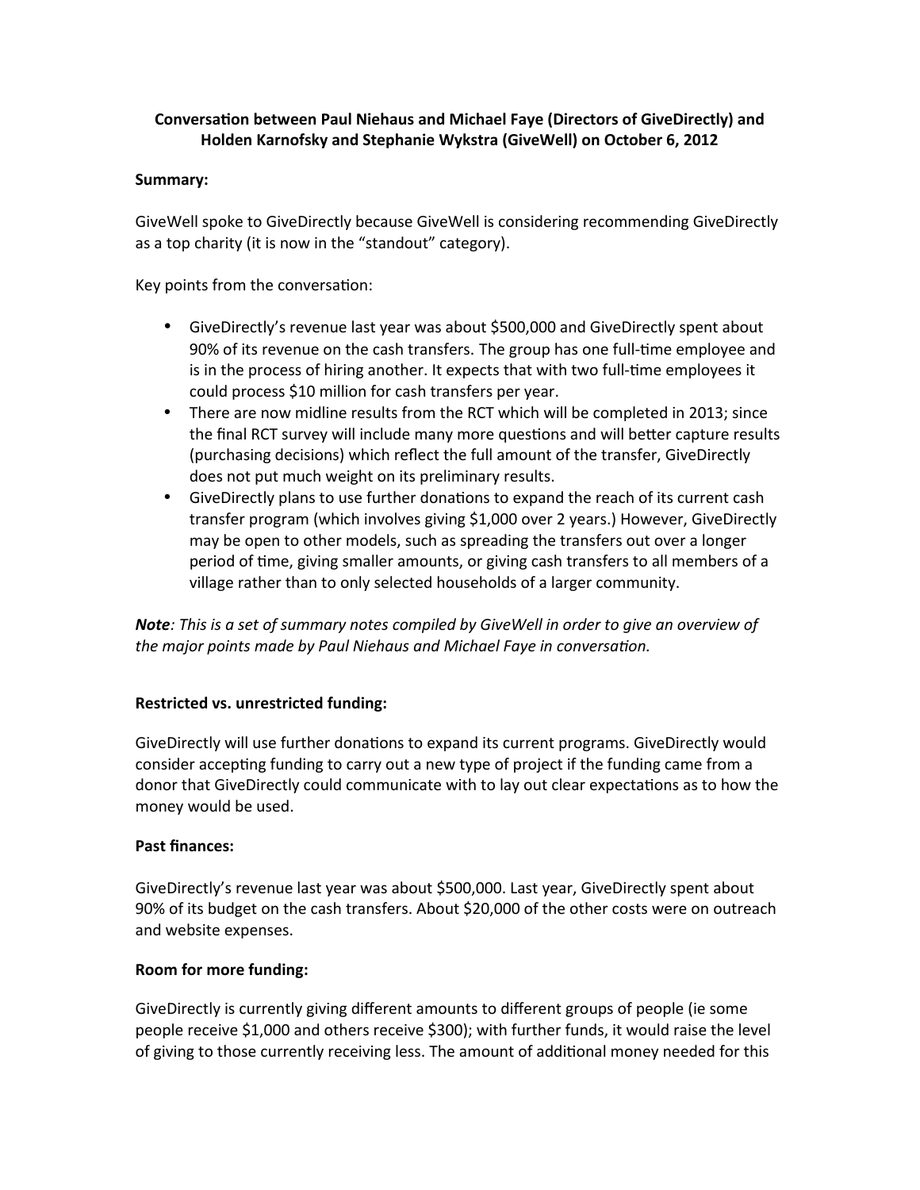**Conversation between Paul Niehaus and Michael Faye (Directors of GiveDirectly) and Holden Karnofsky and Stephanie Wykstra (GiveWell) on October 6, 2012**

**Summary:**

GiveWell spoke to GiveDirectly because GiveWell is considering recommending GiveDirectly as a top charity (it is now in the "standout" category).

Key points from the conversation:

- GiveDirectly's revenue last year was about $500,000 and GiveDirectly spent about 90% of its revenue on the cash transfers. The group has one full-time employee and is in the process of hiring another. It expects that with two full-time employees it could process $10 million for cash transfers per year.
- There are now midline results from the RCT which will be completed in 2013; since the final RCT survey will include many more questions and will better capture results (purchasing decisions) which reflect the full amount of the transfer, GiveDirectly does not put much weight on its preliminary results.
- GiveDirectly plans to use further donations to expand the reach of its current cash transfer program (which involves giving $1,000 over 2 years.) However, GiveDirectly may be open to other models, such as spreading the transfers out over a longer period of time, giving smaller amounts, or giving cash transfers to all members of a village rather than to only selected households of a larger community.

***Note**: This is a set of summary notes compiled by GiveWell in order to give an overview of the major points made by Paul Niehaus and Michael Faye in conversation.*

**Restricted vs. unrestricted funding:**

GiveDirectly will use further donations to expand its current programs. GiveDirectly would consider accepting funding to carry out a new type of project if the funding came from a donor that GiveDirectly could communicate with to lay out clear expectations as to how the money would be used.

**Past finances:**

GiveDirectly's revenue last year was about $500,000. Last year, GiveDirectly spent about 90% of its budget on the cash transfers. About $20,000 of the other costs were on outreach and website expenses.

**Room for more funding:**

GiveDirectly is currently giving different amounts to different groups of people (ie some people receive $1,000 and others receive $300); with further funds, it would raise the level of giving to those currently receiving less. The amount of additional money needed for this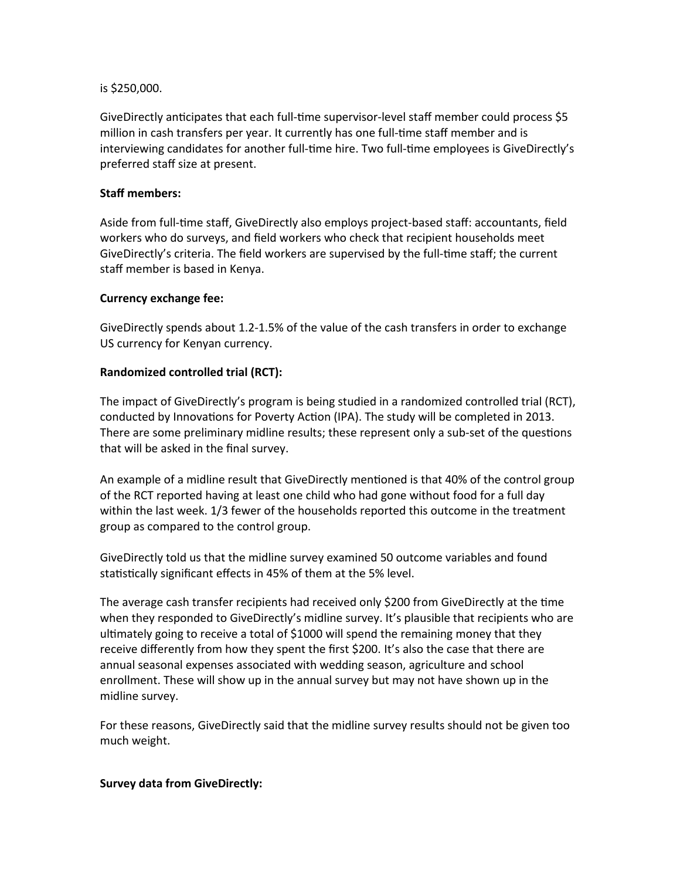is $250,000.

GiveDirectly anticipates that each full-time supervisor-level staff member could process $5 million in cash transfers per year. It currently has one full-time staff member and is interviewing candidates for another full-time hire. Two full-time employees is GiveDirectly's preferred staff size at present.

**Staff members:**

Aside from full-time staff, GiveDirectly also employs project-based staff: accountants, field workers who do surveys, and field workers who check that recipient households meet GiveDirectly's criteria. The field workers are supervised by the full-time staff; the current staff member is based in Kenya.

**Currency exchange fee:**

GiveDirectly spends about 1.2-1.5% of the value of the cash transfers in order to exchange US currency for Kenyan currency.

**Randomized controlled trial (RCT):**

The impact of GiveDirectly's program is being studied in a randomized controlled trial (RCT), conducted by Innovations for Poverty Action (IPA). The study will be completed in 2013. There are some preliminary midline results; these represent only a sub-set of the questions that will be asked in the final survey.

An example of a midline result that GiveDirectly mentioned is that 40% of the control group of the RCT reported having at least one child who had gone without food for a full day within the last week. 1/3 fewer of the households reported this outcome in the treatment group as compared to the control group.

GiveDirectly told us that the midline survey examined 50 outcome variables and found statistically significant effects in 45% of them at the 5% level.

The average cash transfer recipients had received only $200 from GiveDirectly at the time when they responded to GiveDirectly's midline survey. It's plausible that recipients who are ultimately going to receive a total of $1000 will spend the remaining money that they receive differently from how they spent the first $200. It's also the case that there are annual seasonal expenses associated with wedding season, agriculture and school enrollment. These will show up in the annual survey but may not have shown up in the midline survey.

For these reasons, GiveDirectly said that the midline survey results should not be given too much weight.

**Survey data from GiveDirectly:**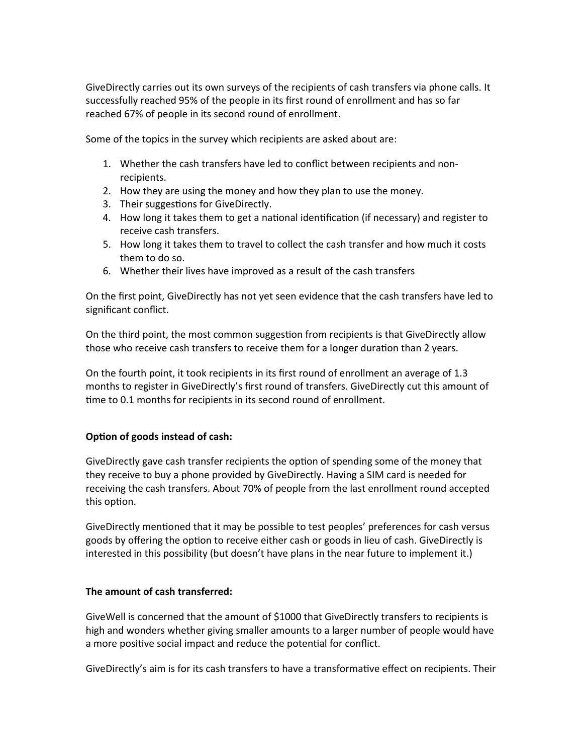GiveDirectly carries out its own surveys of the recipients of cash transfers via phone calls. It successfully reached 95% of the people in its first round of enrollment and has so far reached 67% of people in its second round of enrollment.

Some of the topics in the survey which recipients are asked about are:

1. Whether the cash transfers have led to conflict between recipients and non-recipients.
2. How they are using the money and how they plan to use the money.
3. Their suggestions for GiveDirectly.
4. How long it takes them to get a national identification (if necessary) and register to receive cash transfers.
5. How long it takes them to travel to collect the cash transfer and how much it costs them to do so.
6. Whether their lives have improved as a result of the cash transfers

On the first point, GiveDirectly has not yet seen evidence that the cash transfers have led to significant conflict.

On the third point, the most common suggestion from recipients is that GiveDirectly allow those who receive cash transfers to receive them for a longer duration than 2 years.

On the fourth point, it took recipients in its first round of enrollment an average of 1.3 months to register in GiveDirectly's first round of transfers. GiveDirectly cut this amount of time to 0.1 months for recipients in its second round of enrollment.

**Option of goods instead of cash:**

GiveDirectly gave cash transfer recipients the option of spending some of the money that they receive to buy a phone provided by GiveDirectly. Having a SIM card is needed for receiving the cash transfers. About 70% of people from the last enrollment round accepted this option.

GiveDirectly mentioned that it may be possible to test peoples' preferences for cash versus goods by offering the option to receive either cash or goods in lieu of cash. GiveDirectly is interested in this possibility (but doesn't have plans in the near future to implement it.)

**The amount of cash transferred:**

GiveWell is concerned that the amount of $1000 that GiveDirectly transfers to recipients is high and wonders whether giving smaller amounts to a larger number of people would have a more positive social impact and reduce the potential for conflict.

GiveDirectly's aim is for its cash transfers to have a transformative effect on recipients. Their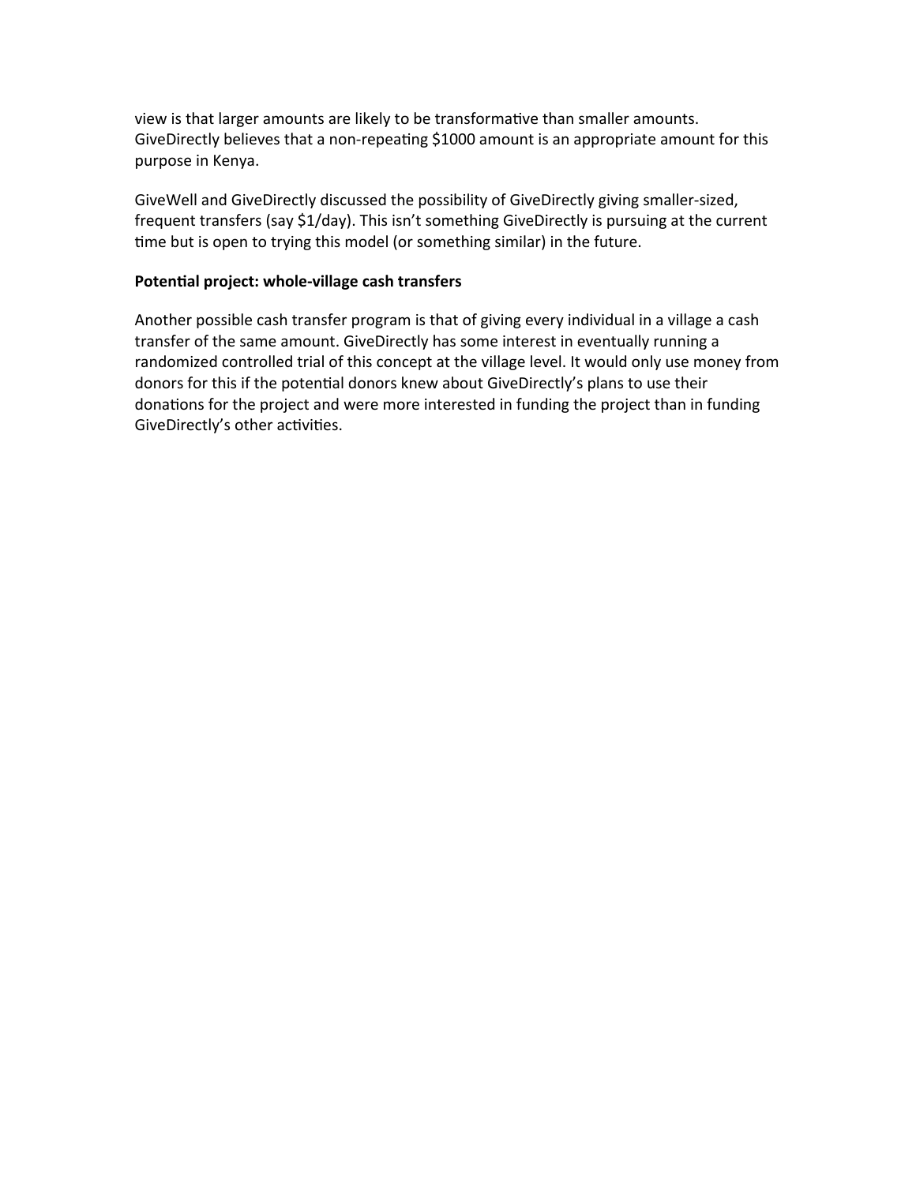view is that larger amounts are likely to be transformative than smaller amounts. GiveDirectly believes that a non-repeating $1000 amount is an appropriate amount for this purpose in Kenya.

GiveWell and GiveDirectly discussed the possibility of GiveDirectly giving smaller-sized, frequent transfers (say $1/day). This isn't something GiveDirectly is pursuing at the current time but is open to trying this model (or something similar) in the future.

**Potential project: whole-village cash transfers**

Another possible cash transfer program is that of giving every individual in a village a cash transfer of the same amount. GiveDirectly has some interest in eventually running a randomized controlled trial of this concept at the village level. It would only use money from donors for this if the potential donors knew about GiveDirectly's plans to use their donations for the project and were more interested in funding the project than in funding GiveDirectly's other activities.